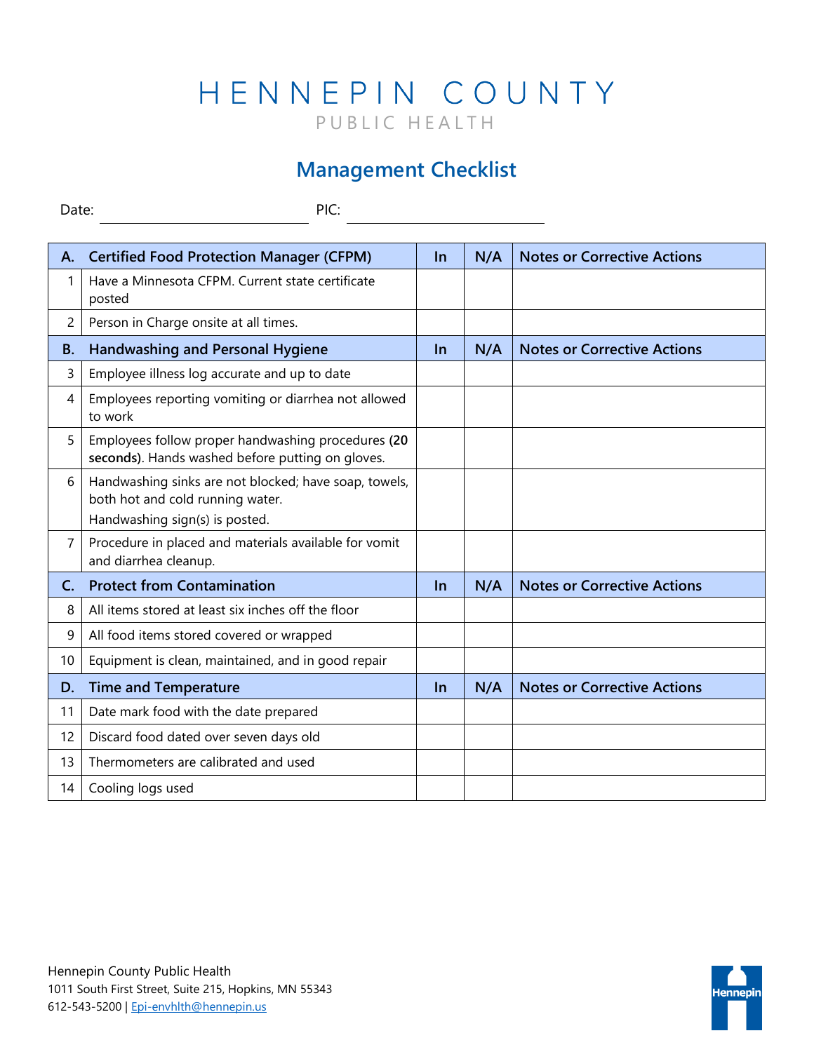# HENNEPIN COUNTY

PUBLIC HEALTH

## Management Checklist

Date: ______________________ PIC: ______________________

| A. | Certified Food Protection Manager (CFPM) | In | N/A | Notes or Corrective Actions |
|---|---|---|---|---|
| 1 | Have a Minnesota CFPM. Current state certificate posted | | | |
| 2 | Person in Charge onsite at all times. | | | |
| **B.** | **Handwashing and Personal Hygiene** | **In** | **N/A** | **Notes or Corrective Actions** |
| 3 | Employee illness log accurate and up to date | | | |
| 4 | Employees reporting vomiting or diarrhea not allowed to work | | | |
| 5 | Employees follow proper handwashing procedures **(20 seconds)**. Hands washed before putting on gloves. | | | |
| 6 | Handwashing sinks are not blocked; have soap, towels, both hot and cold running water. Handwashing sign(s) is posted. | | | |
| 7 | Procedure in placed and materials available for vomit and diarrhea cleanup. | | | |
| **C.** | **Protect from Contamination** | **In** | **N/A** | **Notes or Corrective Actions** |
| 8 | All items stored at least six inches off the floor | | | |
| 9 | All food items stored covered or wrapped | | | |
| 10 | Equipment is clean, maintained, and in good repair | | | |
| **D.** | **Time and Temperature** | **In** | **N/A** | **Notes or Corrective Actions** |
| 11 | Date mark food with the date prepared | | | |
| 12 | Discard food dated over seven days old | | | |
| 13 | Thermometers are calibrated and used | | | |
| 14 | Cooling logs used | | | |

Hennepin County Public Health
1011 South First Street, Suite 215, Hopkins, MN 55343
612-543-5200 | Epi-envhlth@hennepin.us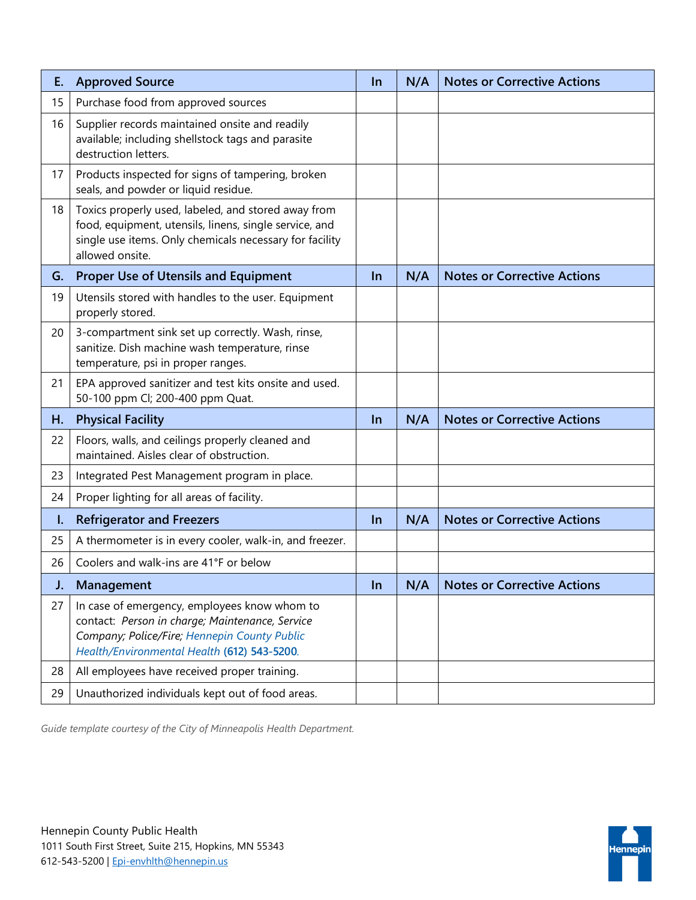| E. | Approved Source | In | N/A | Notes or Corrective Actions |
|---|---|---|---|---|
| 15 | Purchase food from approved sources | | | |
| 16 | Supplier records maintained onsite and readily available; including shellstock tags and parasite destruction letters. | | | |
| 17 | Products inspected for signs of tampering, broken seals, and powder or liquid residue. | | | |
| 18 | Toxics properly used, labeled, and stored away from food, equipment, utensils, linens, single service, and single use items. Only chemicals necessary for facility allowed onsite. | | | |
| **G.** | **Proper Use of Utensils and Equipment** | **In** | **N/A** | **Notes or Corrective Actions** |
| 19 | Utensils stored with handles to the user. Equipment properly stored. | | | |
| 20 | 3-compartment sink set up correctly. Wash, rinse, sanitize. Dish machine wash temperature, rinse temperature, psi in proper ranges. | | | |
| 21 | EPA approved sanitizer and test kits onsite and used. 50-100 ppm Cl; 200-400 ppm Quat. | | | |
| **H.** | **Physical Facility** | **In** | **N/A** | **Notes or Corrective Actions** |
| 22 | Floors, walls, and ceilings properly cleaned and maintained. Aisles clear of obstruction. | | | |
| 23 | Integrated Pest Management program in place. | | | |
| 24 | Proper lighting for all areas of facility. | | | |
| **I.** | **Refrigerator and Freezers** | **In** | **N/A** | **Notes or Corrective Actions** |
| 25 | A thermometer is in every cooler, walk-in, and freezer. | | | |
| 26 | Coolers and walk-ins are 41°F or below | | | |
| **J.** | **Management** | **In** | **N/A** | **Notes or Corrective Actions** |
| 27 | In case of emergency, employees know whom to contact: *Person in charge; Maintenance, Service Company; Police/Fire; Hennepin County Public Health/Environmental Health* **(612) 543-5200**. | | | |
| 28 | All employees have received proper training. | | | |
| 29 | Unauthorized individuals kept out of food areas. | | | |

*Guide template courtesy of the City of Minneapolis Health Department.*

Hennepin County Public Health
1011 South First Street, Suite 215, Hopkins, MN 55343
612-543-5200 | Epi-envhlth@hennepin.us